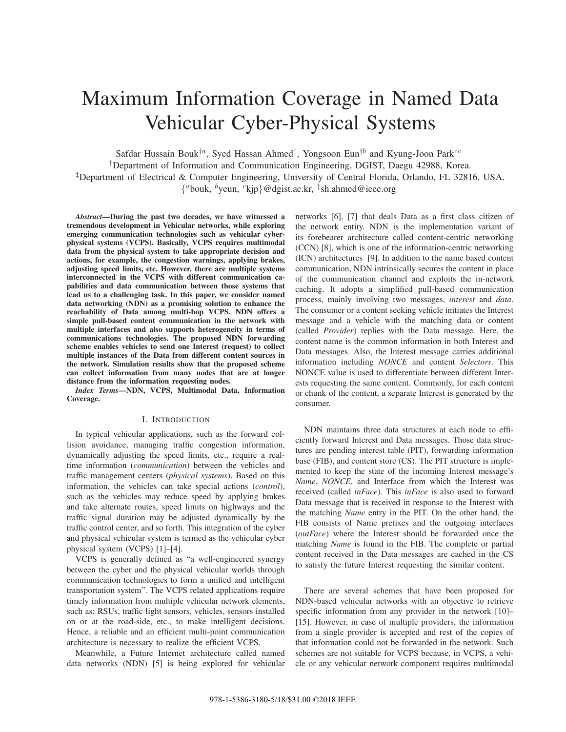# Maximum Information Coverage in Named Data Vehicular Cyber-Physical Systems

Safdar Hussain Bouk[†a], Syed Hassan Ahmed[‡], Yongsoon Eun[†b] and Kyung-Joon Park[†c]

[†]Department of Information and Communication Engineering, DGIST, Daegu 42988, Korea.

[‡]Department of Electrical & Computer Engineering, University of Central Florida, Orlando, FL 32816, USA.

{[a]bouk, [b]yeun, [c]kjp}@dgist.ac.kr, [‡]sh.ahmed@ieee.org

***Abstract*—During the past two decades, we have witnessed a tremendous development in Vehicular networks, while exploring emerging communication technologies such as vehicular cyber-physical systems (VCPS). Basically, VCPS requires multimodal data from the physical system to take appropriate decision and actions, for example, the congestion warnings, applying brakes, adjusting speed limits, etc. However, there are multiple systems interconnected in the VCPS with different communication capabilities and data communication between those systems that lead us to a challenging task. In this paper, we consider named data networking (NDN) as a promising solution to enhance the reachability of Data among multi-hop VCPS. NDN offers a simple pull-based content communication in the network with multiple interfaces and also supports heterogeneity in terms of communications technologies. The proposed NDN forwarding scheme enables vehicles to send one Interest (request) to collect multiple instances of the Data from different content sources in the network. Simulation results show that the proposed scheme can collect information from many nodes that are at longer distance from the information requesting nodes.**

***Index Terms*—NDN, VCPS, Multimodal Data, Information Coverage.**

## I. Introduction

In typical vehicular applications, such as the forward collision avoidance, managing traffic congestion information, dynamically adjusting the speed limits, etc., require a real-time information (*communication*) between the vehicles and traffic management centers (*physical systems*). Based on this information, the vehicles can take special actions (*control*), such as the vehicles may reduce speed by applying brakes and take alternate routes, speed limits on highways and the traffic signal duration may be adjusted dynamically by the traffic control center, and so forth. This integration of the cyber and physical vehicular system is termed as the vehicular cyber physical system (VCPS) [1]–[4].

VCPS is generally defined as "a well-engineered synergy between the cyber and the physical vehicular worlds through communication technologies to form a unified and intelligent transportation system". The VCPS related applications require timely information from multiple vehicular network elements, such as; RSUs, traffic light sensors, vehicles, sensors installed on or at the road-side, etc., to make intelligent decisions. Hence, a reliable and an efficient multi-point communication architecture is necessary to realize the efficient VCPS.

Meanwhile, a Future Internet architecture called named data networks (NDN) [5] is being explored for vehicular networks [6], [7] that deals Data as a first class citizen of the network entity. NDN is the implementation variant of its forebearer architecture called content-centric networking (CCN) [8], which is one of the information-centric networking (ICN) architectures [9]. In addition to the name based content communication, NDN intrinsically secures the content in place of the communication channel and exploits the in-network caching. It adopts a simplified pull-based communication process, mainly involving two messages, *interest* and *data*. The consumer or a content seeking vehicle initiates the Interest message and a vehicle with the matching data or content (called *Provider*) replies with the Data message. Here, the content name is the common information in both Interest and Data messages. Also, the Interest message carries additional information including *NONCE* and content *Selectors*. This NONCE value is used to differentiate between different Interests requesting the same content. Commonly, for each content or chunk of the content, a separate Interest is generated by the consumer.

NDN maintains three data structures at each node to efficiently forward Interest and Data messages. Those data structures are pending interest table (PIT), forwarding information base (FIB), and content store (CS). The PIT structure is implemented to keep the state of the incoming Interest message's *Name*, *NONCE*, and Interface from which the Interest was received (called *inFace*). This *inFace* is also used to forward Data message that is received in response to the Interest with the matching *Name* entry in the PIT. On the other hand, the FIB consists of Name prefixes and the outgoing interfaces (*outFace*) where the Interest should be forwarded once the matching *Name* is found in the FIB. The complete or partial content received in the Data messages are cached in the CS to satisfy the future Interest requesting the similar content.

There are several schemes that have been proposed for NDN-based vehicular networks with an objective to retrieve specific information from any provider in the network [10]–[15]. However, in case of multiple providers, the information from a single provider is accepted and rest of the copies of that information could not be forwarded in the network. Such schemes are not suitable for VCPS because, in VCPS, a vehicle or any vehicular network component requires multimodal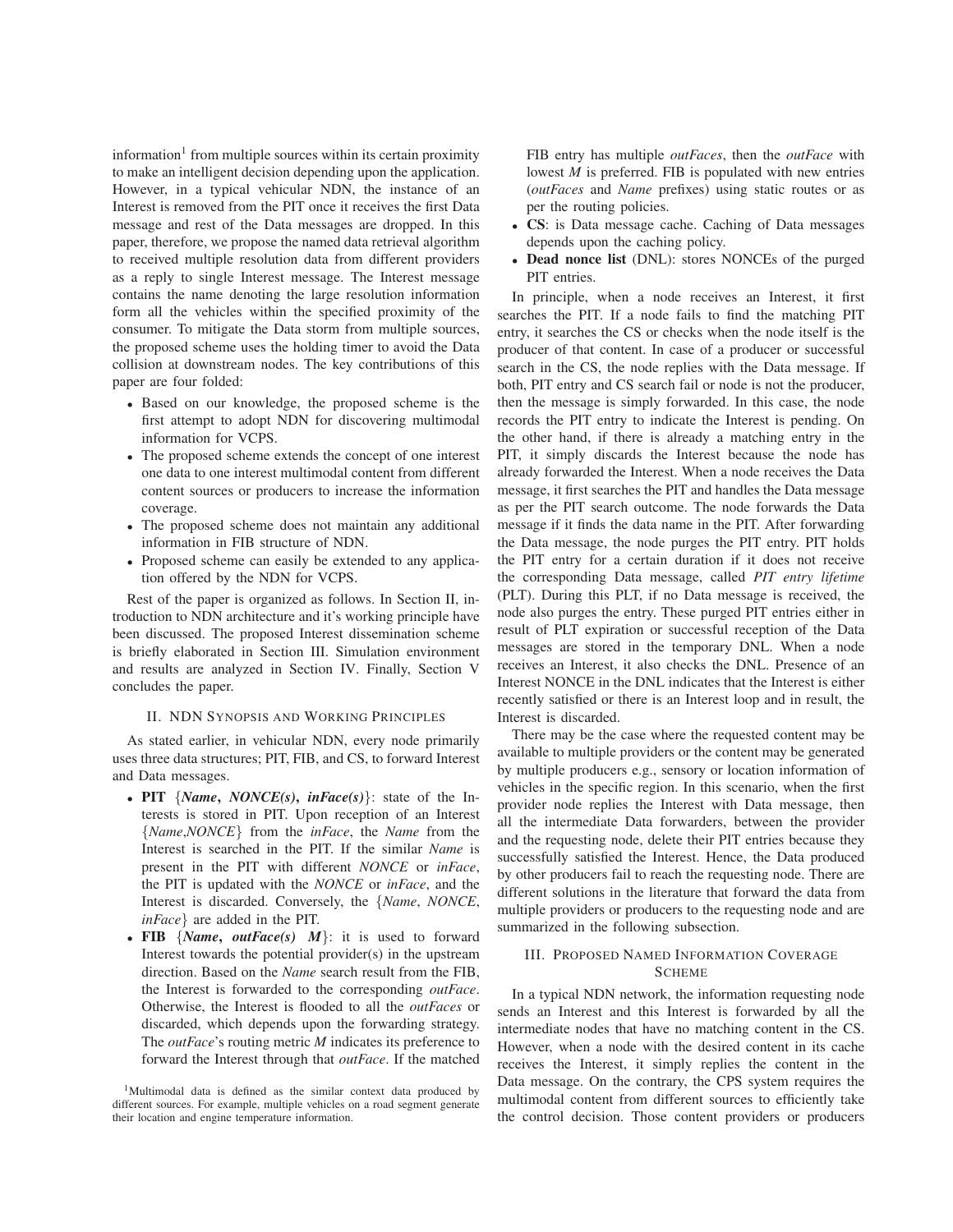information[1] from multiple sources within its certain proximity to make an intelligent decision depending upon the application. However, in a typical vehicular NDN, the instance of an Interest is removed from the PIT once it receives the first Data message and rest of the Data messages are dropped. In this paper, therefore, we propose the named data retrieval algorithm to received multiple resolution data from different providers as a reply to single Interest message. The Interest message contains the name denoting the large resolution information form all the vehicles within the specified proximity of the consumer. To mitigate the Data storm from multiple sources, the proposed scheme uses the holding timer to avoid the Data collision at downstream nodes. The key contributions of this paper are four folded:

- Based on our knowledge, the proposed scheme is the first attempt to adopt NDN for discovering multimodal information for VCPS.
- The proposed scheme extends the concept of one interest one data to one interest multimodal content from different content sources or producers to increase the information coverage.
- The proposed scheme does not maintain any additional information in FIB structure of NDN.
- Proposed scheme can easily be extended to any application offered by the NDN for VCPS.

Rest of the paper is organized as follows. In Section II, introduction to NDN architecture and it's working principle have been discussed. The proposed Interest dissemination scheme is briefly elaborated in Section III. Simulation environment and results are analyzed in Section IV. Finally, Section V concludes the paper.

## II. NDN Synopsis and Working Principles

As stated earlier, in vehicular NDN, every node primarily uses three data structures; PIT, FIB, and CS, to forward Interest and Data messages.

- **PIT** {***Name*, *NONCE(s)*, *inFace(s)***}: state of the Interests is stored in PIT. Upon reception of an Interest {*Name*,*NONCE*} from the *inFace*, the *Name* from the Interest is searched in the PIT. If the similar *Name* is present in the PIT with different *NONCE* or *inFace*, the PIT is updated with the *NONCE* or *inFace*, and the Interest is discarded. Conversely, the {*Name*, *NONCE*, *inFace*} are added in the PIT.
- **FIB** {***Name*, *outFace(s)* *M***}: it is used to forward Interest towards the potential provider(s) in the upstream direction. Based on the *Name* search result from the FIB, the Interest is forwarded to the corresponding *outFace*. Otherwise, the Interest is flooded to all the *outFaces* or discarded, which depends upon the forwarding strategy. The *outFace*'s routing metric *M* indicates its preference to forward the Interest through that *outFace*. If the matched FIB entry has multiple *outFaces*, then the *outFace* with lowest *M* is preferred. FIB is populated with new entries (*outFaces* and *Name* prefixes) using static routes or as per the routing policies.
- **CS**: is Data message cache. Caching of Data messages depends upon the caching policy.
- **Dead nonce list** (DNL): stores NONCEs of the purged PIT entries.

In principle, when a node receives an Interest, it first searches the PIT. If a node fails to find the matching PIT entry, it searches the CS or checks when the node itself is the producer of that content. In case of a producer or successful search in the CS, the node replies with the Data message. If both, PIT entry and CS search fail or node is not the producer, then the message is simply forwarded. In this case, the node records the PIT entry to indicate the Interest is pending. On the other hand, if there is already a matching entry in the PIT, it simply discards the Interest because the node has already forwarded the Interest. When a node receives the Data message, it first searches the PIT and handles the Data message as per the PIT search outcome. The node forwards the Data message if it finds the data name in the PIT. After forwarding the Data message, the node purges the PIT entry. PIT holds the PIT entry for a certain duration if it does not receive the corresponding Data message, called *PIT entry lifetime* (PLT). During this PLT, if no Data message is received, the node also purges the entry. These purged PIT entries either in result of PLT expiration or successful reception of the Data messages are stored in the temporary DNL. When a node receives an Interest, it also checks the DNL. Presence of an Interest NONCE in the DNL indicates that the Interest is either recently satisfied or there is an Interest loop and in result, the Interest is discarded.

There may be the case where the requested content may be available to multiple providers or the content may be generated by multiple producers e.g., sensory or location information of vehicles in the specific region. In this scenario, when the first provider node replies the Interest with Data message, then all the intermediate Data forwarders, between the provider and the requesting node, delete their PIT entries because they successfully satisfied the Interest. Hence, the Data produced by other producers fail to reach the requesting node. There are different solutions in the literature that forward the data from multiple providers or producers to the requesting node and are summarized in the following subsection.

## III. Proposed Named Information Coverage Scheme

In a typical NDN network, the information requesting node sends an Interest and this Interest is forwarded by all the intermediate nodes that have no matching content in the CS. However, when a node with the desired content in its cache receives the Interest, it simply replies the content in the Data message. On the contrary, the CPS system requires the multimodal content from different sources to efficiently take the control decision. Those content providers or producers

[1]Multimodal data is defined as the similar context data produced by different sources. For example, multiple vehicles on a road segment generate their location and engine temperature information.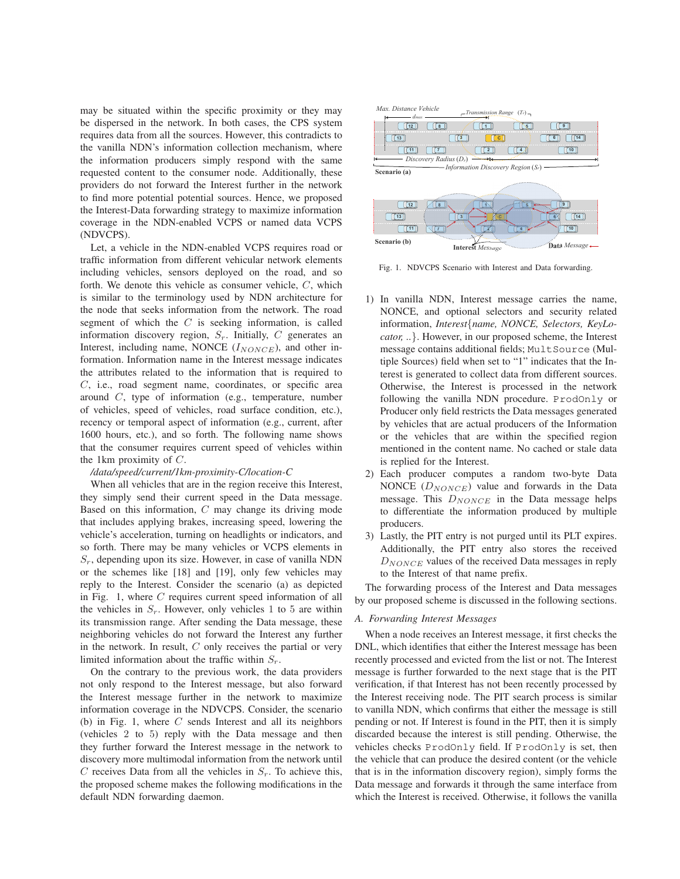may be situated within the specific proximity or they may be dispersed in the network. In both cases, the CPS system requires data from all the sources. However, this contradicts to the vanilla NDN's information collection mechanism, where the information producers simply respond with the same requested content to the consumer node. Additionally, these providers do not forward the Interest further in the network to find more potential potential sources. Hence, we proposed the Interest-Data forwarding strategy to maximize information coverage in the NDN-enabled VCPS or named data VCPS (NDVCPS).

Let, a vehicle in the NDN-enabled VCPS requires road or traffic information from different vehicular network elements including vehicles, sensors deployed on the road, and so forth. We denote this vehicle as consumer vehicle, $C$, which is similar to the terminology used by NDN architecture for the node that seeks information from the network. The road segment of which the $C$ is seeking information, is called information discovery region, $S_r$. Initially, $C$ generates an Interest, including name, NONCE ($I_{NONCE}$), and other information. Information name in the Interest message indicates the attributes related to the information that is required to $C$, i.e., road segment name, coordinates, or specific area around $C$, type of information (e.g., temperature, number of vehicles, speed of vehicles, road surface condition, etc.), recency or temporal aspect of information (e.g., current, after 1600 hours, etc.), and so forth. The following name shows that the consumer requires current speed of vehicles within the 1km proximity of $C$.

*/data/speed/current/1km-proximity-C/location-C*

When all vehicles that are in the region receive this Interest, they simply send their current speed in the Data message. Based on this information, $C$ may change its driving mode that includes applying brakes, increasing speed, lowering the vehicle's acceleration, turning on headlights or indicators, and so forth. There may be many vehicles or VCPS elements in $S_r$, depending upon its size. However, in case of vanilla NDN or the schemes like [18] and [19], only few vehicles may reply to the Interest. Consider the scenario (a) as depicted in Fig. 1, where $C$ requires current speed information of all the vehicles in $S_r$. However, only vehicles 1 to 5 are within its transmission range. After sending the Data message, these neighboring vehicles do not forward the Interest any further in the network. In result, $C$ only receives the partial or very limited information about the traffic within $S_r$.

On the contrary to the previous work, the data providers not only respond to the Interest message, but also forward the Interest message further in the network to maximize information coverage in the NDVCPS. Consider, the scenario (b) in Fig. 1, where $C$ sends Interest and all its neighbors (vehicles 2 to 5) reply with the Data message and then they further forward the Interest message in the network to discovery more multimodal information from the network until $C$ receives Data from all the vehicles in $S_r$. To achieve this, the proposed scheme makes the following modifications in the default NDN forwarding daemon.

Fig. 1. NDVCPS Scenario with Interest and Data forwarding.

1) In vanilla NDN, Interest message carries the name, NONCE, and optional selectors and security related information, *Interest{name, NONCE, Selectors, KeyLocator, ..}*. However, in our proposed scheme, the Interest message contains additional fields; `MultSource` (Multiple Sources) field when set to "1" indicates that the Interest is generated to collect data from different sources. Otherwise, the Interest is processed in the network following the vanilla NDN procedure. `ProdOnly` or Producer only field restricts the Data messages generated by vehicles that are actual producers of the Information or the vehicles that are within the specified region mentioned in the content name. No cached or stale data is replied for the Interest.
2) Each producer computes a random two-byte Data NONCE ($D_{NONCE}$) value and forwards in the Data message. This $D_{NONCE}$ in the Data message helps to differentiate the information produced by multiple producers.
3) Lastly, the PIT entry is not purged until its PLT expires. Additionally, the PIT entry also stores the received $D_{NONCE}$ values of the received Data messages in reply to the Interest of that name prefix.

The forwarding process of the Interest and Data messages by our proposed scheme is discussed in the following sections.

### A. Forwarding Interest Messages

When a node receives an Interest message, it first checks the DNL, which identifies that either the Interest message has been recently processed and evicted from the list or not. The Interest message is further forwarded to the next stage that is the PIT verification, if that Interest has not been recently processed by the Interest receiving node. The PIT search process is similar to vanilla NDN, which confirms that either the message is still pending or not. If Interest is found in the PIT, then it is simply discarded because the interest is still pending. Otherwise, the vehicles checks `ProdOnly` field. If `ProdOnly` is set, then the vehicle that can produce the desired content (or the vehicle that is in the information discovery region), simply forms the Data message and forwards it through the same interface from which the Interest is received. Otherwise, it follows the vanilla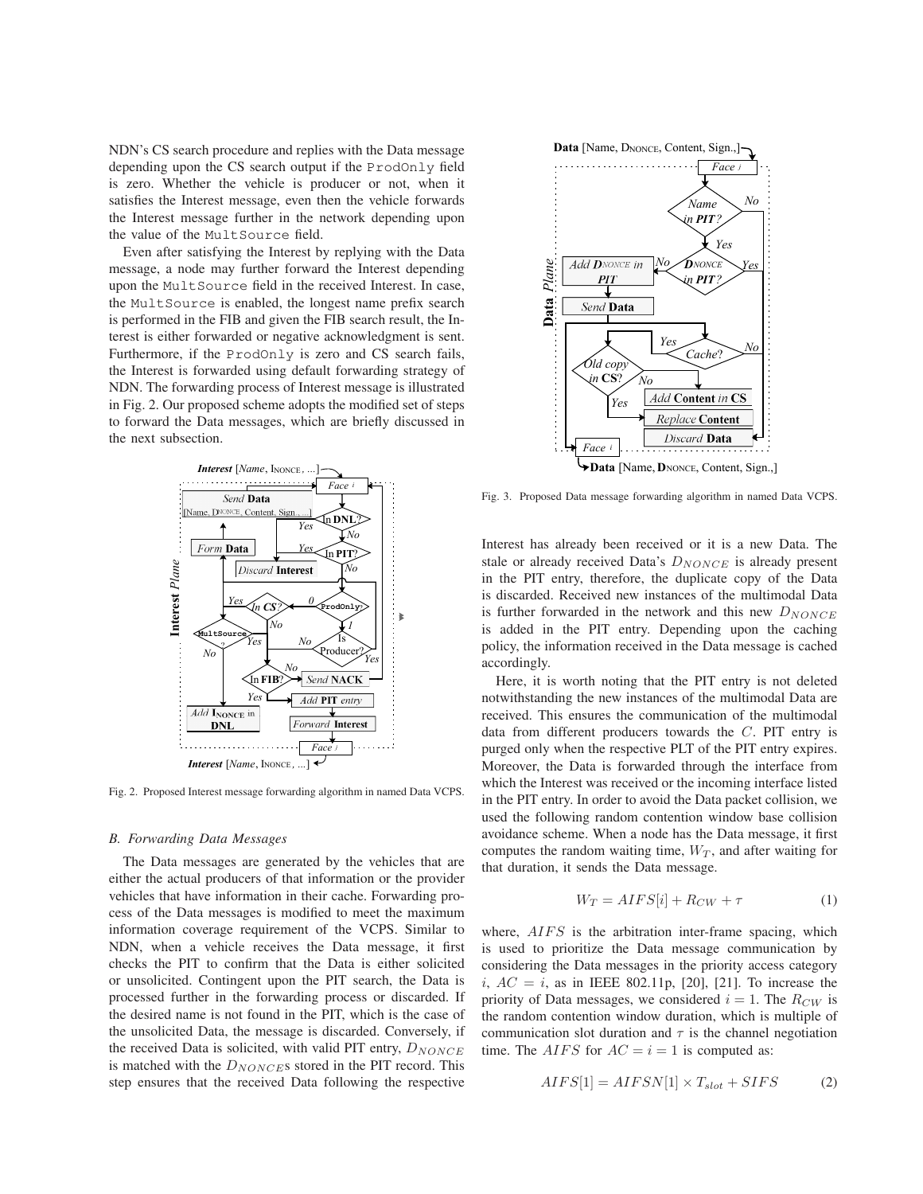NDN's CS search procedure and replies with the Data message depending upon the CS search output if the `ProdOnly` field is zero. Whether the vehicle is producer or not, when it satisfies the Interest message, even then the vehicle forwards the Interest message further in the network depending upon the value of the `MultSource` field.

Even after satisfying the Interest by replying with the Data message, a node may further forward the Interest depending upon the `MultSource` field in the received Interest. In case, the `MultSource` is enabled, the longest name prefix search is performed in the FIB and given the FIB search result, the Interest is either forwarded or negative acknowledgment is sent. Furthermore, if the `ProdOnly` is zero and CS search fails, the Interest is forwarded using default forwarding strategy of NDN. The forwarding process of Interest message is illustrated in Fig. 2. Our proposed scheme adopts the modified set of steps to forward the Data messages, which are briefly discussed in the next subsection.

Fig. 2. Proposed Interest message forwarding algorithm in named Data VCPS.

### B. Forwarding Data Messages

The Data messages are generated by the vehicles that are either the actual producers of that information or the provider vehicles that have information in their cache. Forwarding process of the Data messages is modified to meet the maximum information coverage requirement of the VCPS. Similar to NDN, when a vehicle receives the Data message, it first checks the PIT to confirm that the Data is either solicited or unsolicited. Contingent upon the PIT search, the Data is processed further in the forwarding process or discarded. If the desired name is not found in the PIT, which is the case of the unsolicited Data, the message is discarded. Conversely, if the received Data is solicited, with valid PIT entry, $D_{NONCE}$ is matched with the $D_{NONCE}$s stored in the PIT record. This step ensures that the received Data following the respective Interest has already been received or it is a new Data. The stale or already received Data's $D_{NONCE}$ is already present in the PIT entry, therefore, the duplicate copy of the Data is discarded. Received new instances of the multimodal Data is further forwarded in the network and this new $D_{NONCE}$ is added in the PIT entry. Depending upon the caching policy, the information received in the Data message is cached accordingly.

Fig. 3. Proposed Data message forwarding algorithm in named Data VCPS.

Here, it is worth noting that the PIT entry is not deleted notwithstanding the new instances of the multimodal Data are received. This ensures the communication of the multimodal data from different producers towards the $C$. PIT entry is purged only when the respective PLT of the PIT entry expires. Moreover, the Data is forwarded through the interface from which the Interest was received or the incoming interface listed in the PIT entry. In order to avoid the Data packet collision, we used the following random contention window base collision avoidance scheme. When a node has the Data message, it first computes the random waiting time, $W_T$, and after waiting for that duration, it sends the Data message.

$$W_T = AIFS[i] + R_{CW} + \tau \tag{1}$$

where, $AIFS$ is the arbitration inter-frame spacing, which is used to prioritize the Data message communication by considering the Data messages in the priority access category $i$, $AC = i$, as in IEEE 802.11p, [20], [21]. To increase the priority of Data messages, we considered $i = 1$. The $R_{CW}$ is the random contention window duration, which is multiple of communication slot duration and $\tau$ is the channel negotiation time. The $AIFS$ for $AC = i = 1$ is computed as:

$$AIFS[1] = AIFSN[1] \times T_{slot} + SIFS \tag{2}$$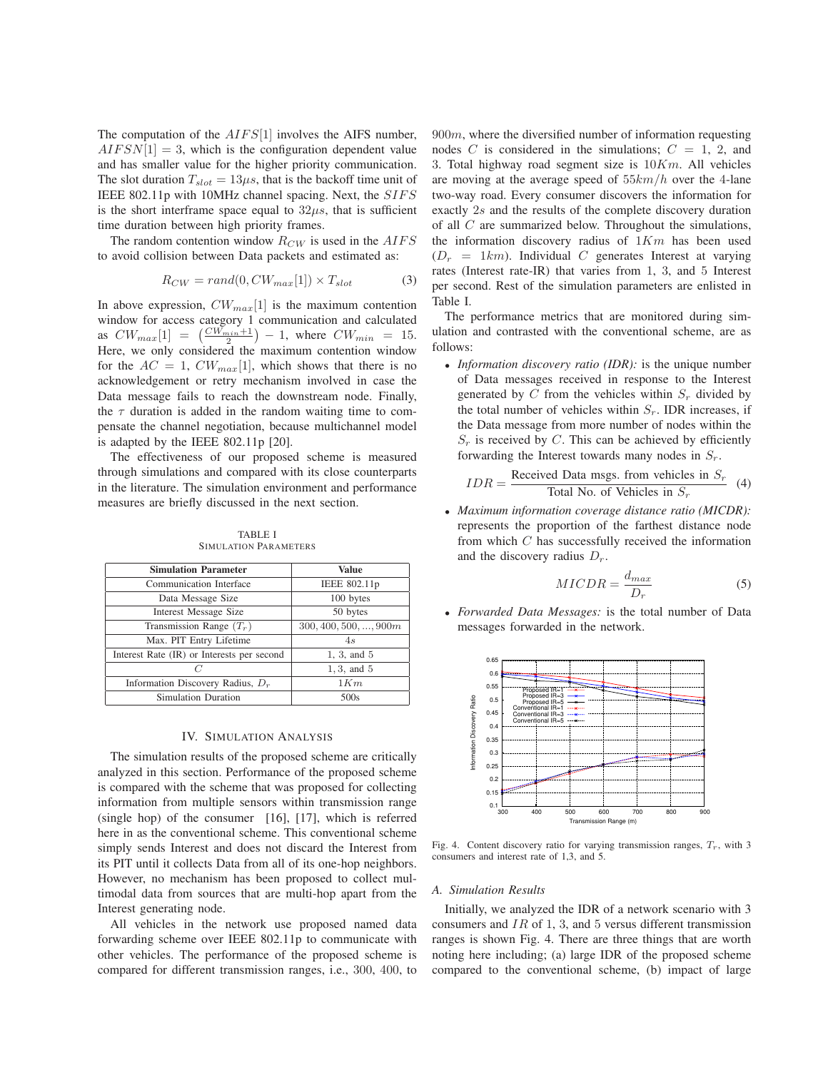The computation of the $AIFS[1]$ involves the AIFS number, $AIFSN[1] = 3$, which is the configuration dependent value and has smaller value for the higher priority communication. The slot duration $T_{slot} = 13\mu s$, that is the backoff time unit of IEEE 802.11p with 10MHz channel spacing. Next, the $SIFS$ is the short interframe space equal to $32\mu s$, that is sufficient time duration between high priority frames.

The random contention window $R_{CW}$ is used in the $AIFS$ to avoid collision between Data packets and estimated as:

$$R_{CW} = rand(0, CW_{max}[1]) \times T_{slot} \tag{3}$$

In above expression, $CW_{max}[1]$ is the maximum contention window for access category 1 communication and calculated as $CW_{max}[1] = \left(\frac{CW_{min}+1}{2}\right) - 1$, where $CW_{min} = 15$. Here, we only considered the maximum contention window for the $AC = 1$, $CW_{max}[1]$, which shows that there is no acknowledgement or retry mechanism involved in case the Data message fails to reach the downstream node. Finally, the $\tau$ duration is added in the random waiting time to compensate the channel negotiation, because multichannel model is adapted by the IEEE 802.11p [20].

The effectiveness of our proposed scheme is measured through simulations and compared with its close counterparts in the literature. The simulation environment and performance measures are briefly discussed in the next section.

TABLE I
SIMULATION PARAMETERS

| Simulation Parameter | Value |
|---|---|
| Communication Interface | IEEE 802.11p |
| Data Message Size | 100 bytes |
| Interest Message Size | 50 bytes |
| Transmission Range ($T_r$) | $300, 400, 500, ..., 900m$ |
| Max. PIT Entry Lifetime | 4s |
| Interest Rate (IR) or Interests per second | 1, 3, and 5 |
| $C$ | 1, 3, and 5 |
| Information Discovery Radius, $D_r$ | $1Km$ |
| Simulation Duration | 500s |

## IV. SIMULATION ANALYSIS

The simulation results of the proposed scheme are critically analyzed in this section. Performance of the proposed scheme is compared with the scheme that was proposed for collecting information from multiple sensors within transmission range (single hop) of the consumer [16], [17], which is referred here in as the conventional scheme. This conventional scheme simply sends Interest and does not discard the Interest from its PIT until it collects Data from all of its one-hop neighbors. However, no mechanism has been proposed to collect multimodal data from sources that are multi-hop apart from the Interest generating node.

All vehicles in the network use proposed named data forwarding scheme over IEEE 802.11p to communicate with other vehicles. The performance of the proposed scheme is compared for different transmission ranges, i.e., 300, 400, to $900m$, where the diversified number of information requesting nodes $C$ is considered in the simulations; $C = 1$, 2, and 3. Total highway road segment size is $10Km$. All vehicles are moving at the average speed of $55km/h$ over the 4-lane two-way road. Every consumer discovers the information for exactly $2s$ and the results of the complete discovery duration of all $C$ are summarized below. Throughout the simulations, the information discovery radius of $1Km$ has been used ($D_r = 1km$). Individual $C$ generates Interest at varying rates (Interest rate-IR) that varies from 1, 3, and 5 Interest per second. Rest of the simulation parameters are enlisted in Table I.

The performance metrics that are monitored during simulation and contrasted with the conventional scheme, are as follows:

- *Information discovery ratio (IDR):* is the unique number of Data messages received in response to the Interest generated by $C$ from the vehicles within $S_r$ divided by the total number of vehicles within $S_r$. IDR increases, if the Data message from more number of nodes within the $S_r$ is received by $C$. This can be achieved by efficiently forwarding the Interest towards many nodes in $S_r$.

$$IDR = \frac{\text{Received Data msgs. from vehicles in } S_r}{\text{Total No. of Vehicles in } S_r} \tag{4}$$

- *Maximum information coverage distance ratio (MICDR):* represents the proportion of the farthest distance node from which $C$ has successfully received the information and the discovery radius $D_r$.

$$MICDR = \frac{d_{max}}{D_r} \tag{5}$$

- *Forwarded Data Messages:* is the total number of Data messages forwarded in the network.

Fig. 4. Content discovery ratio for varying transmission ranges, $T_r$, with 3 consumers and interest rate of 1,3, and 5.

### A. Simulation Results

Initially, we analyzed the IDR of a network scenario with 3 consumers and $IR$ of 1, 3, and 5 versus different transmission ranges is shown Fig. 4. There are three things that are worth noting here including; (a) large IDR of the proposed scheme compared to the conventional scheme, (b) impact of large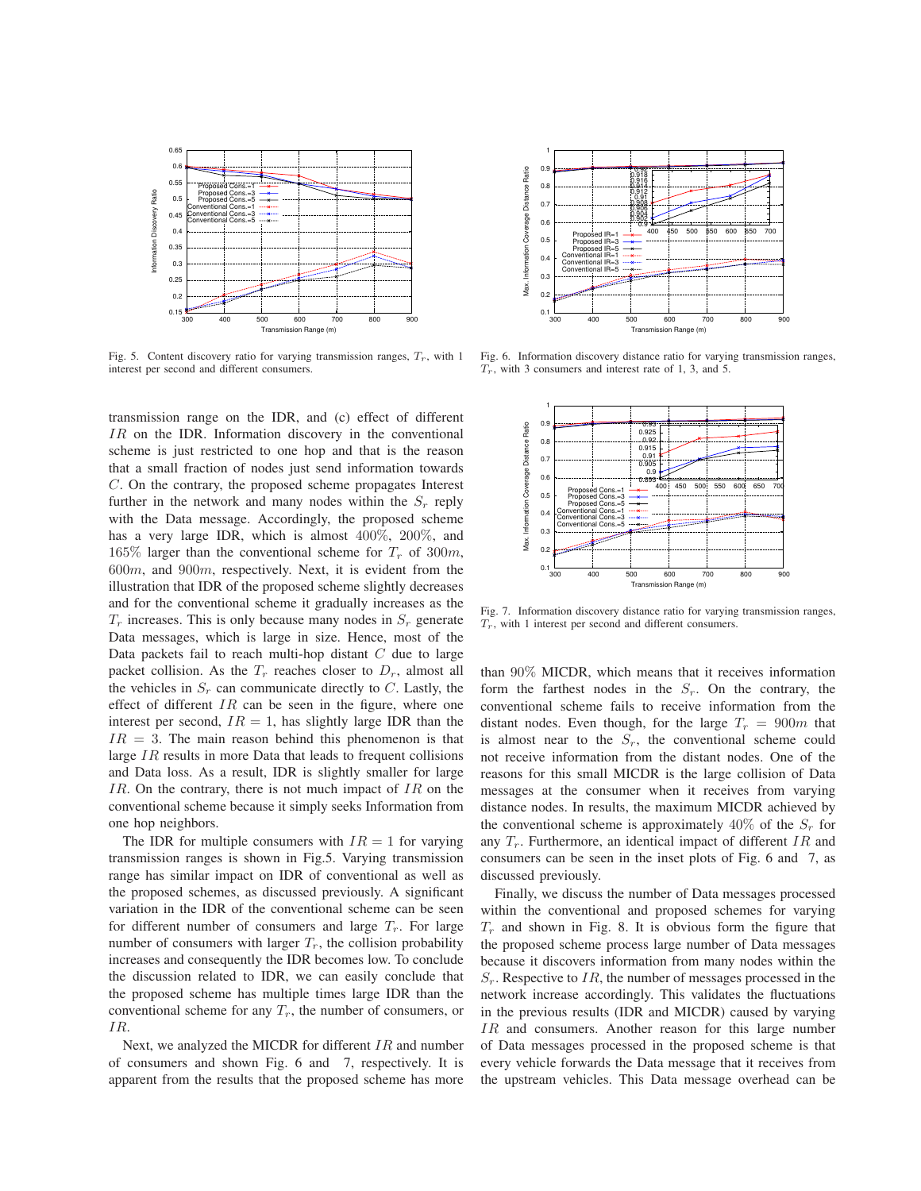Fig. 5. Content discovery ratio for varying transmission ranges, $T_r$, with 1 interest per second and different consumers.

Fig. 6. Information discovery distance ratio for varying transmission ranges, $T_r$, with 3 consumers and interest rate of 1, 3, and 5.

Fig. 7. Information discovery distance ratio for varying transmission ranges, $T_r$, with 1 interest per second and different consumers.

transmission range on the IDR, and (c) effect of different $IR$ on the IDR. Information discovery in the conventional scheme is just restricted to one hop and that is the reason that a small fraction of nodes just send information towards $C$. On the contrary, the proposed scheme propagates Interest further in the network and many nodes within the $S_r$ reply with the Data message. Accordingly, the proposed scheme has a very large IDR, which is almost 400%, 200%, and 165% larger than the conventional scheme for $T_r$ of $300m$, $600m$, and $900m$, respectively. Next, it is evident from the illustration that IDR of the proposed scheme slightly decreases and for the conventional scheme it gradually increases as the $T_r$ increases. This is only because many nodes in $S_r$ generate Data messages, which is large in size. Hence, most of the Data packets fail to reach multi-hop distant $C$ due to large packet collision. As the $T_r$ reaches closer to $D_r$, almost all the vehicles in $S_r$ can communicate directly to $C$. Lastly, the effect of different $IR$ can be seen in the figure, where one interest per second, $IR = 1$, has slightly large IDR than the $IR = 3$. The main reason behind this phenomenon is that large $IR$ results in more Data that leads to frequent collisions and Data loss. As a result, IDR is slightly smaller for large $IR$. On the contrary, there is not much impact of $IR$ on the conventional scheme because it simply seeks Information from one hop neighbors.

The IDR for multiple consumers with $IR = 1$ for varying transmission ranges is shown in Fig.5. Varying transmission range has similar impact on IDR of conventional as well as the proposed schemes, as discussed previously. A significant variation in the IDR of the conventional scheme can be seen for different number of consumers and large $T_r$. For large number of consumers with larger $T_r$, the collision probability increases and consequently the IDR becomes low. To conclude the discussion related to IDR, we can easily conclude that the proposed scheme has multiple times large IDR than the conventional scheme for any $T_r$, the number of consumers, or $IR$.

Next, we analyzed the MICDR for different $IR$ and number of consumers and shown Fig. 6 and 7, respectively. It is apparent from the results that the proposed scheme has more than 90% MICDR, which means that it receives information form the farthest nodes in the $S_r$. On the contrary, the conventional scheme fails to receive information from the distant nodes. Even though, for the large $T_r = 900m$ that is almost near to the $S_r$, the conventional scheme could not receive information from the distant nodes. One of the reasons for this small MICDR is the large collision of Data messages at the consumer when it receives from varying distance nodes. In results, the maximum MICDR achieved by the conventional scheme is approximately 40% of the $S_r$ for any $T_r$. Furthermore, an identical impact of different $IR$ and consumers can be seen in the inset plots of Fig. 6 and 7, as discussed previously.

Finally, we discuss the number of Data messages processed within the conventional and proposed schemes for varying $T_r$ and shown in Fig. 8. It is obvious form the figure that the proposed scheme process large number of Data messages because it discovers information from many nodes within the $S_r$. Respective to $IR$, the number of messages processed in the network increase accordingly. This validates the fluctuations in the previous results (IDR and MICDR) caused by varying $IR$ and consumers. Another reason for this large number of Data messages processed in the proposed scheme is that every vehicle forwards the Data message that it receives from the upstream vehicles. This Data message overhead can be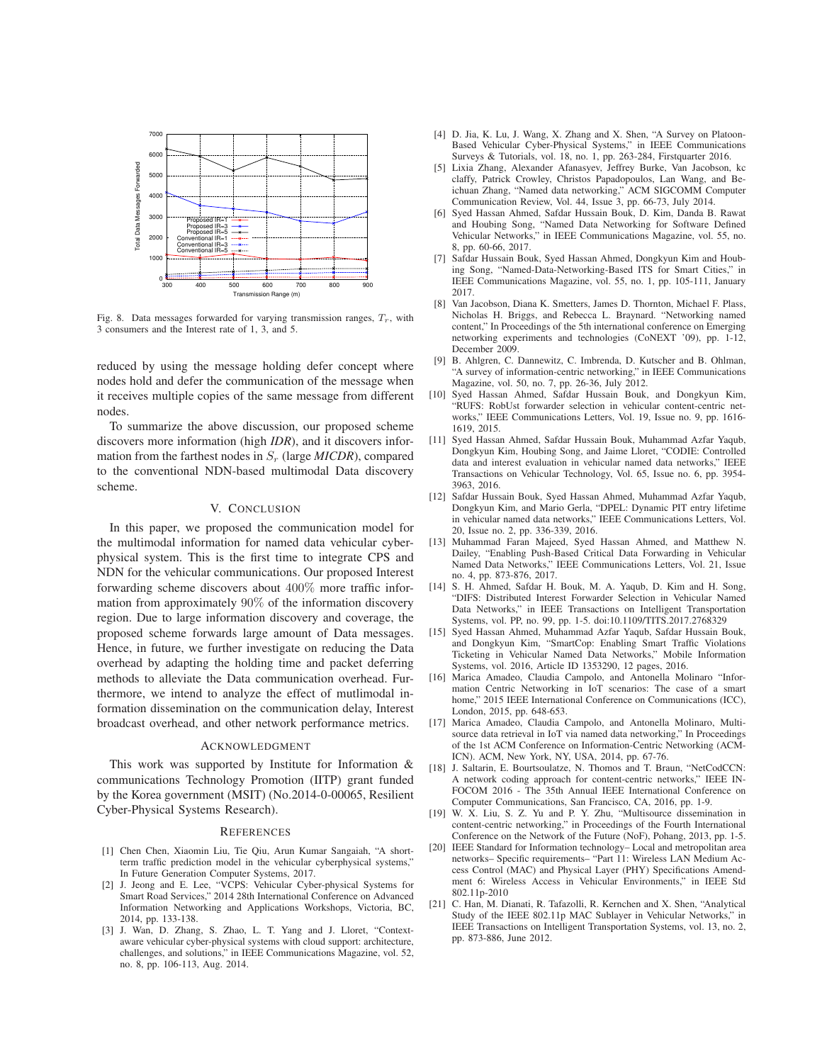7000
6000
5000
4000
3000
2000
1000
0
Total Data Messages Forwarded
300 400 500 600 700 800 900
Transmission Range (m)
Proposed IR=1
Proposed IR=3
Proposed IR=5
Conventional IR=1
Conventional IR=3
Conventional IR=5

Fig. 8. Data messages forwarded for varying transmission ranges, $T_r$, with 3 consumers and the Interest rate of 1, 3, and 5.

reduced by using the message holding defer concept where nodes hold and defer the communication of the message when it receives multiple copies of the same message from different nodes.

To summarize the above discussion, our proposed scheme discovers more information (high ***IDR***), and it discovers information from the farthest nodes in $S_r$ (large ***MICDR***), compared to the conventional NDN-based multimodal Data discovery scheme.

## V. Conclusion

In this paper, we proposed the communication model for the multimodal information for named data vehicular cyber-physical system. This is the first time to integrate CPS and NDN for the vehicular communications. Our proposed Interest forwarding scheme discovers about $400\%$ more traffic information from approximately $90\%$ of the information discovery region. Due to large information discovery and coverage, the proposed scheme forwards large amount of Data messages. Hence, in future, we further investigate on reducing the Data overhead by adapting the holding time and packet deferring methods to alleviate the Data communication overhead. Furthermore, we intend to analyze the effect of mutlimodal information dissemination on the communication delay, Interest broadcast overhead, and other network performance metrics.

## Acknowledgment

This work was supported by Institute for Information & communications Technology Promotion (IITP) grant funded by the Korea government (MSIT) (No.2014-0-00065, Resilient Cyber-Physical Systems Research).

## References

[1] Chen Chen, Xiaomin Liu, Tie Qiu, Arun Kumar Sangaiah, "A short-term traffic prediction model in the vehicular cyberphysical systems," In Future Generation Computer Systems, 2017.

[2] J. Jeong and E. Lee, "VCPS: Vehicular Cyber-physical Systems for Smart Road Services," 2014 28th International Conference on Advanced Information Networking and Applications Workshops, Victoria, BC, 2014, pp. 133-138.

[3] J. Wan, D. Zhang, S. Zhao, L. T. Yang and J. Lloret, "Context-aware vehicular cyber-physical systems with cloud support: architecture, challenges, and solutions," in IEEE Communications Magazine, vol. 52, no. 8, pp. 106-113, Aug. 2014.

[4] D. Jia, K. Lu, J. Wang, X. Zhang and X. Shen, "A Survey on Platoon-Based Vehicular Cyber-Physical Systems," in IEEE Communications Surveys & Tutorials, vol. 18, no. 1, pp. 263-284, Firstquarter 2016.

[5] Lixia Zhang, Alexander Afanasyev, Jeffrey Burke, Van Jacobson, kc claffy, Patrick Crowley, Christos Papadopoulos, Lan Wang, and Beichuan Zhang, "Named data networking," ACM SIGCOMM Computer Communication Review, Vol. 44, Issue 3, pp. 66-73, July 2014.

[6] Syed Hassan Ahmed, Safdar Hussain Bouk, D. Kim, Danda B. Rawat and Houbing Song, "Named Data Networking for Software Defined Vehicular Networks," in IEEE Communications Magazine, vol. 55, no. 8, pp. 60-66, 2017.

[7] Safdar Hussain Bouk, Syed Hassan Ahmed, Dongkyun Kim and Houbing Song, "Named-Data-Networking-Based ITS for Smart Cities," in IEEE Communications Magazine, vol. 55, no. 1, pp. 105-111, January 2017.

[8] Van Jacobson, Diana K. Smetters, James D. Thornton, Michael F. Plass, Nicholas H. Briggs, and Rebecca L. Braynard. "Networking named content," In Proceedings of the 5th international conference on Emerging networking experiments and technologies (CoNEXT '09), pp. 1-12, December 2009.

[9] B. Ahlgren, C. Dannewitz, C. Imbrenda, D. Kutscher and B. Ohlman, "A survey of information-centric networking," in IEEE Communications Magazine, vol. 50, no. 7, pp. 26-36, July 2012.

[10] Syed Hassan Ahmed, Safdar Hussain Bouk, and Dongkyun Kim, "RUFS: RobUst forwarder selection in vehicular content-centric networks," IEEE Communications Letters, Vol. 19, Issue no. 9, pp. 1616-1619, 2015.

[11] Syed Hassan Ahmed, Safdar Hussain Bouk, Muhammad Azfar Yaqub, Dongkyun Kim, Houbing Song, and Jaime Lloret, "CODIE: Controlled data and interest evaluation in vehicular named data networks," IEEE Transactions on Vehicular Technology, Vol. 65, Issue no. 6, pp. 3954-3963, 2016.

[12] Safdar Hussain Bouk, Syed Hassan Ahmed, Muhammad Azfar Yaqub, Dongkyun Kim, and Mario Gerla, "DPEL: Dynamic PIT entry lifetime in vehicular named data networks," IEEE Communications Letters, Vol. 20, Issue no. 2, pp. 336-339, 2016.

[13] Muhammad Faran Majeed, Syed Hassan Ahmed, and Matthew N. Dailey, "Enabling Push-Based Critical Data Forwarding in Vehicular Named Data Networks," IEEE Communications Letters, Vol. 21, Issue no. 4, pp. 873-876, 2017.

[14] S. H. Ahmed, Safdar H. Bouk, M. A. Yaqub, D. Kim and H. Song, "DIFS: Distributed Interest Forwarder Selection in Vehicular Named Data Networks," in IEEE Transactions on Intelligent Transportation Systems, vol. PP, no. 99, pp. 1-5. doi:10.1109/TITS.2017.2768329

[15] Syed Hassan Ahmed, Muhammad Azfar Yaqub, Safdar Hussain Bouk, and Dongkyun Kim, "SmartCop: Enabling Smart Traffic Violations Ticketing in Vehicular Named Data Networks," Mobile Information Systems, vol. 2016, Article ID 1353290, 12 pages, 2016.

[16] Marica Amadeo, Claudia Campolo, and Antonella Molinaro "Information Centric Networking in IoT scenarios: The case of a smart home," 2015 IEEE International Conference on Communications (ICC), London, 2015, pp. 648-653.

[17] Marica Amadeo, Claudia Campolo, and Antonella Molinaro, Multi-source data retrieval in IoT via named data networking," In Proceedings of the 1st ACM Conference on Information-Centric Networking (ACM-ICN). ACM, New York, NY, USA, 2014, pp. 67-76.

[18] J. Saltarin, E. Bourtsoulatze, N. Thomos and T. Braun, "NetCodCCN: A network coding approach for content-centric networks," IEEE INFOCOM 2016 - The 35th Annual IEEE International Conference on Computer Communications, San Francisco, CA, 2016, pp. 1-9.

[19] W. X. Liu, S. Z. Yu and P. Y. Zhu, "Multisource dissemination in content-centric networking," in Proceedings of the Fourth International Conference on the Network of the Future (NoF), Pohang, 2013, pp. 1-5.

[20] IEEE Standard for Information technology– Local and metropolitan area networks– Specific requirements– "Part 11: Wireless LAN Medium Access Control (MAC) and Physical Layer (PHY) Specifications Amendment 6: Wireless Access in Vehicular Environments," in IEEE Std 802.11p-2010

[21] C. Han, M. Dianati, R. Tafazolli, R. Kernchen and X. Shen, "Analytical Study of the IEEE 802.11p MAC Sublayer in Vehicular Networks," in IEEE Transactions on Intelligent Transportation Systems, vol. 13, no. 2, pp. 873-886, June 2012.